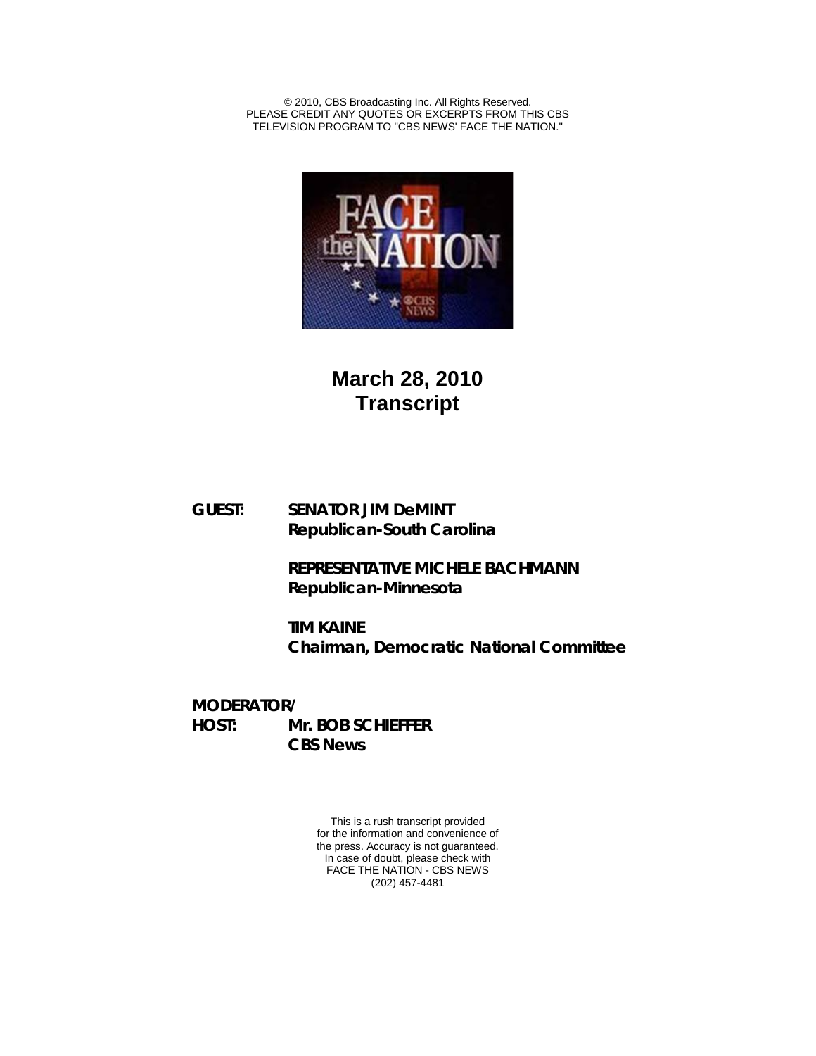© 2010, CBS Broadcasting Inc. All Rights Reserved.
PLEASE CREDIT ANY QUOTES OR EXCERPTS FROM THIS CBS
TELEVISION PROGRAM TO "CBS NEWS' FACE THE NATION."

# March 28, 2010
# Transcript

**GUEST:** **SENATOR JIM DeMINT**
**Republican-South Carolina**

**REPRESENTATIVE MICHELE BACHMANN**
**Republican-Minnesota**

**TIM KAINE**
**Chairman, Democratic National Committee**

**MODERATOR/**
**HOST:** **Mr. BOB SCHIEFFER**
**CBS News**

This is a rush transcript provided
for the information and convenience of
the press. Accuracy is not guaranteed.
In case of doubt, please check with
FACE THE NATION - CBS NEWS
(202) 457-4481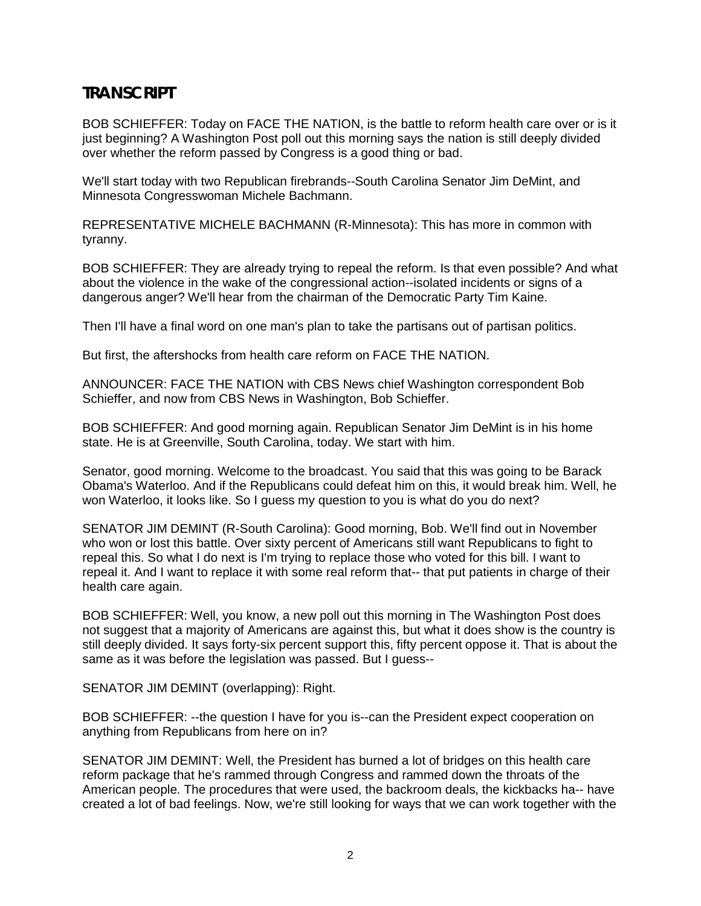## TRANSCRIPT

BOB SCHIEFFER: Today on FACE THE NATION, is the battle to reform health care over or is it just beginning? A Washington Post poll out this morning says the nation is still deeply divided over whether the reform passed by Congress is a good thing or bad.

We'll start today with two Republican firebrands--South Carolina Senator Jim DeMint, and Minnesota Congresswoman Michele Bachmann.

REPRESENTATIVE MICHELE BACHMANN (R-Minnesota): This has more in common with tyranny.

BOB SCHIEFFER: They are already trying to repeal the reform. Is that even possible? And what about the violence in the wake of the congressional action--isolated incidents or signs of a dangerous anger? We'll hear from the chairman of the Democratic Party Tim Kaine.

Then I'll have a final word on one man's plan to take the partisans out of partisan politics.

But first, the aftershocks from health care reform on FACE THE NATION.

ANNOUNCER: FACE THE NATION with CBS News chief Washington correspondent Bob Schieffer, and now from CBS News in Washington, Bob Schieffer.

BOB SCHIEFFER: And good morning again. Republican Senator Jim DeMint is in his home state. He is at Greenville, South Carolina, today. We start with him.

Senator, good morning. Welcome to the broadcast. You said that this was going to be Barack Obama's Waterloo. And if the Republicans could defeat him on this, it would break him. Well, he won Waterloo, it looks like. So I guess my question to you is what do you do next?

SENATOR JIM DEMINT (R-South Carolina): Good morning, Bob. We'll find out in November who won or lost this battle. Over sixty percent of Americans still want Republicans to fight to repeal this. So what I do next is I'm trying to replace those who voted for this bill. I want to repeal it. And I want to replace it with some real reform that-- that put patients in charge of their health care again.

BOB SCHIEFFER: Well, you know, a new poll out this morning in The Washington Post does not suggest that a majority of Americans are against this, but what it does show is the country is still deeply divided. It says forty-six percent support this, fifty percent oppose it. That is about the same as it was before the legislation was passed. But I guess--

SENATOR JIM DEMINT (overlapping): Right.

BOB SCHIEFFER: --the question I have for you is--can the President expect cooperation on anything from Republicans from here on in?

SENATOR JIM DEMINT: Well, the President has burned a lot of bridges on this health care reform package that he's rammed through Congress and rammed down the throats of the American people. The procedures that were used, the backroom deals, the kickbacks ha-- have created a lot of bad feelings. Now, we're still looking for ways that we can work together with the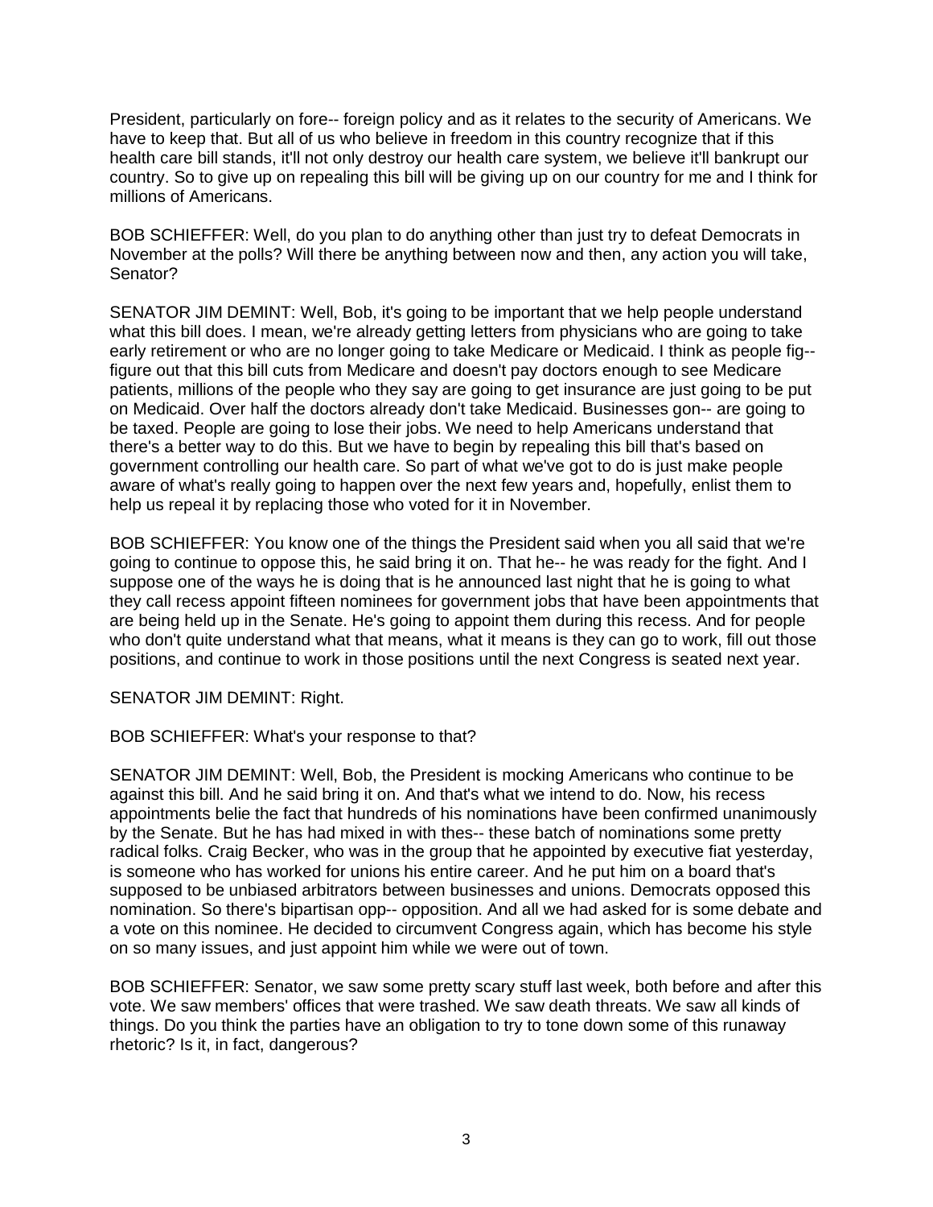President, particularly on fore-- foreign policy and as it relates to the security of Americans. We have to keep that. But all of us who believe in freedom in this country recognize that if this health care bill stands, it'll not only destroy our health care system, we believe it'll bankrupt our country. So to give up on repealing this bill will be giving up on our country for me and I think for millions of Americans.

BOB SCHIEFFER: Well, do you plan to do anything other than just try to defeat Democrats in November at the polls? Will there be anything between now and then, any action you will take, Senator?

SENATOR JIM DEMINT: Well, Bob, it's going to be important that we help people understand what this bill does. I mean, we're already getting letters from physicians who are going to take early retirement or who are no longer going to take Medicare or Medicaid. I think as people fig-- figure out that this bill cuts from Medicare and doesn't pay doctors enough to see Medicare patients, millions of the people who they say are going to get insurance are just going to be put on Medicaid. Over half the doctors already don't take Medicaid. Businesses gon-- are going to be taxed. People are going to lose their jobs. We need to help Americans understand that there's a better way to do this. But we have to begin by repealing this bill that's based on government controlling our health care. So part of what we've got to do is just make people aware of what's really going to happen over the next few years and, hopefully, enlist them to help us repeal it by replacing those who voted for it in November.

BOB SCHIEFFER: You know one of the things the President said when you all said that we're going to continue to oppose this, he said bring it on. That he-- he was ready for the fight. And I suppose one of the ways he is doing that is he announced last night that he is going to what they call recess appoint fifteen nominees for government jobs that have been appointments that are being held up in the Senate. He's going to appoint them during this recess. And for people who don't quite understand what that means, what it means is they can go to work, fill out those positions, and continue to work in those positions until the next Congress is seated next year.

SENATOR JIM DEMINT: Right.

BOB SCHIEFFER: What's your response to that?

SENATOR JIM DEMINT: Well, Bob, the President is mocking Americans who continue to be against this bill. And he said bring it on. And that's what we intend to do. Now, his recess appointments belie the fact that hundreds of his nominations have been confirmed unanimously by the Senate. But he has had mixed in with thes-- these batch of nominations some pretty radical folks. Craig Becker, who was in the group that he appointed by executive fiat yesterday, is someone who has worked for unions his entire career. And he put him on a board that's supposed to be unbiased arbitrators between businesses and unions. Democrats opposed this nomination. So there's bipartisan opp-- opposition. And all we had asked for is some debate and a vote on this nominee. He decided to circumvent Congress again, which has become his style on so many issues, and just appoint him while we were out of town.

BOB SCHIEFFER: Senator, we saw some pretty scary stuff last week, both before and after this vote. We saw members' offices that were trashed. We saw death threats. We saw all kinds of things. Do you think the parties have an obligation to try to tone down some of this runaway rhetoric? Is it, in fact, dangerous?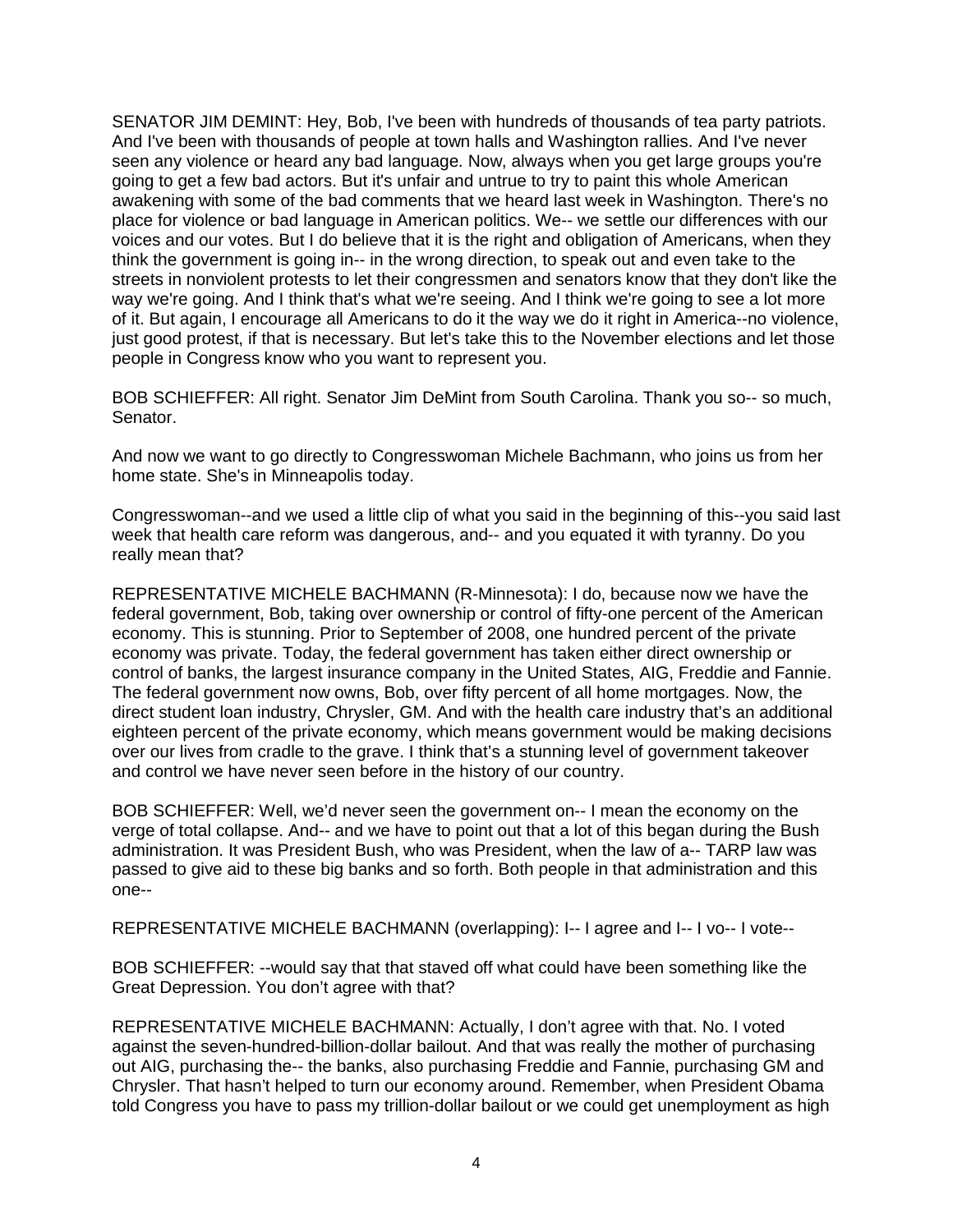SENATOR JIM DEMINT: Hey, Bob, I've been with hundreds of thousands of tea party patriots. And I've been with thousands of people at town halls and Washington rallies. And I've never seen any violence or heard any bad language. Now, always when you get large groups you're going to get a few bad actors. But it's unfair and untrue to try to paint this whole American awakening with some of the bad comments that we heard last week in Washington. There's no place for violence or bad language in American politics. We-- we settle our differences with our voices and our votes. But I do believe that it is the right and obligation of Americans, when they think the government is going in-- in the wrong direction, to speak out and even take to the streets in nonviolent protests to let their congressmen and senators know that they don't like the way we're going. And I think that's what we're seeing. And I think we're going to see a lot more of it. But again, I encourage all Americans to do it the way we do it right in America--no violence, just good protest, if that is necessary. But let's take this to the November elections and let those people in Congress know who you want to represent you.

BOB SCHIEFFER: All right. Senator Jim DeMint from South Carolina. Thank you so-- so much, Senator.

And now we want to go directly to Congresswoman Michele Bachmann, who joins us from her home state. She's in Minneapolis today.

Congresswoman--and we used a little clip of what you said in the beginning of this--you said last week that health care reform was dangerous, and-- and you equated it with tyranny. Do you really mean that?

REPRESENTATIVE MICHELE BACHMANN (R-Minnesota): I do, because now we have the federal government, Bob, taking over ownership or control of fifty-one percent of the American economy. This is stunning. Prior to September of 2008, one hundred percent of the private economy was private. Today, the federal government has taken either direct ownership or control of banks, the largest insurance company in the United States, AIG, Freddie and Fannie. The federal government now owns, Bob, over fifty percent of all home mortgages. Now, the direct student loan industry, Chrysler, GM. And with the health care industry that's an additional eighteen percent of the private economy, which means government would be making decisions over our lives from cradle to the grave. I think that's a stunning level of government takeover and control we have never seen before in the history of our country.

BOB SCHIEFFER: Well, we'd never seen the government on-- I mean the economy on the verge of total collapse. And-- and we have to point out that a lot of this began during the Bush administration. It was President Bush, who was President, when the law of a-- TARP law was passed to give aid to these big banks and so forth. Both people in that administration and this one--

REPRESENTATIVE MICHELE BACHMANN (overlapping): I-- I agree and I-- I vo-- I vote--

BOB SCHIEFFER: --would say that that staved off what could have been something like the Great Depression. You don't agree with that?

REPRESENTATIVE MICHELE BACHMANN: Actually, I don't agree with that. No. I voted against the seven-hundred-billion-dollar bailout. And that was really the mother of purchasing out AIG, purchasing the-- the banks, also purchasing Freddie and Fannie, purchasing GM and Chrysler. That hasn't helped to turn our economy around. Remember, when President Obama told Congress you have to pass my trillion-dollar bailout or we could get unemployment as high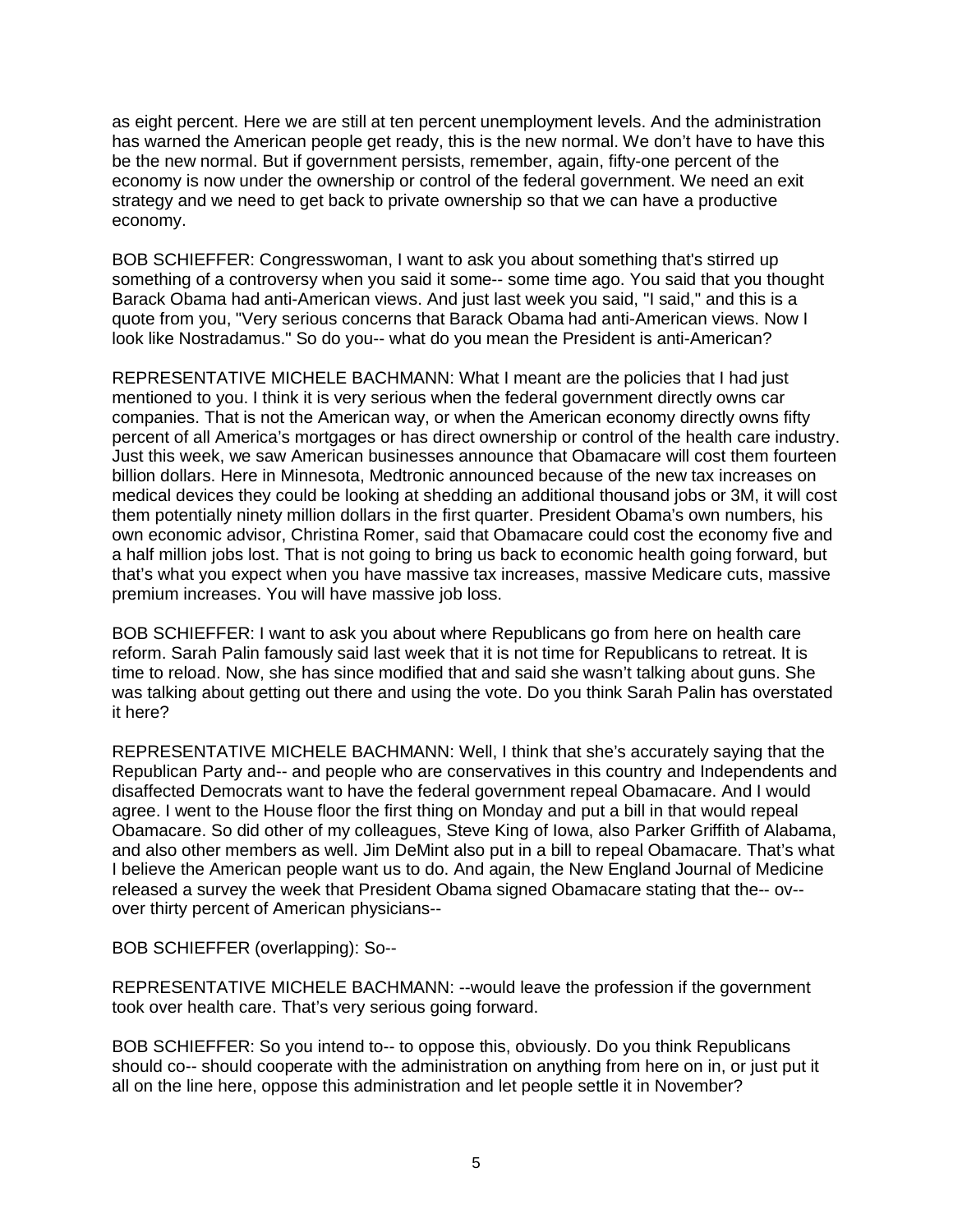as eight percent. Here we are still at ten percent unemployment levels. And the administration has warned the American people get ready, this is the new normal. We don't have to have this be the new normal. But if government persists, remember, again, fifty-one percent of the economy is now under the ownership or control of the federal government. We need an exit strategy and we need to get back to private ownership so that we can have a productive economy.

BOB SCHIEFFER: Congresswoman, I want to ask you about something that's stirred up something of a controversy when you said it some-- some time ago. You said that you thought Barack Obama had anti-American views. And just last week you said, "I said," and this is a quote from you, "Very serious concerns that Barack Obama had anti-American views. Now I look like Nostradamus." So do you-- what do you mean the President is anti-American?

REPRESENTATIVE MICHELE BACHMANN: What I meant are the policies that I had just mentioned to you. I think it is very serious when the federal government directly owns car companies. That is not the American way, or when the American economy directly owns fifty percent of all America's mortgages or has direct ownership or control of the health care industry. Just this week, we saw American businesses announce that Obamacare will cost them fourteen billion dollars. Here in Minnesota, Medtronic announced because of the new tax increases on medical devices they could be looking at shedding an additional thousand jobs or 3M, it will cost them potentially ninety million dollars in the first quarter. President Obama's own numbers, his own economic advisor, Christina Romer, said that Obamacare could cost the economy five and a half million jobs lost. That is not going to bring us back to economic health going forward, but that's what you expect when you have massive tax increases, massive Medicare cuts, massive premium increases. You will have massive job loss.

BOB SCHIEFFER: I want to ask you about where Republicans go from here on health care reform. Sarah Palin famously said last week that it is not time for Republicans to retreat. It is time to reload. Now, she has since modified that and said she wasn't talking about guns. She was talking about getting out there and using the vote. Do you think Sarah Palin has overstated it here?

REPRESENTATIVE MICHELE BACHMANN: Well, I think that she's accurately saying that the Republican Party and-- and people who are conservatives in this country and Independents and disaffected Democrats want to have the federal government repeal Obamacare. And I would agree. I went to the House floor the first thing on Monday and put a bill in that would repeal Obamacare. So did other of my colleagues, Steve King of Iowa, also Parker Griffith of Alabama, and also other members as well. Jim DeMint also put in a bill to repeal Obamacare. That's what I believe the American people want us to do. And again, the New England Journal of Medicine released a survey the week that President Obama signed Obamacare stating that the-- ov-- over thirty percent of American physicians--

BOB SCHIEFFER (overlapping): So--

REPRESENTATIVE MICHELE BACHMANN: --would leave the profession if the government took over health care. That's very serious going forward.

BOB SCHIEFFER: So you intend to-- to oppose this, obviously. Do you think Republicans should co-- should cooperate with the administration on anything from here on in, or just put it all on the line here, oppose this administration and let people settle it in November?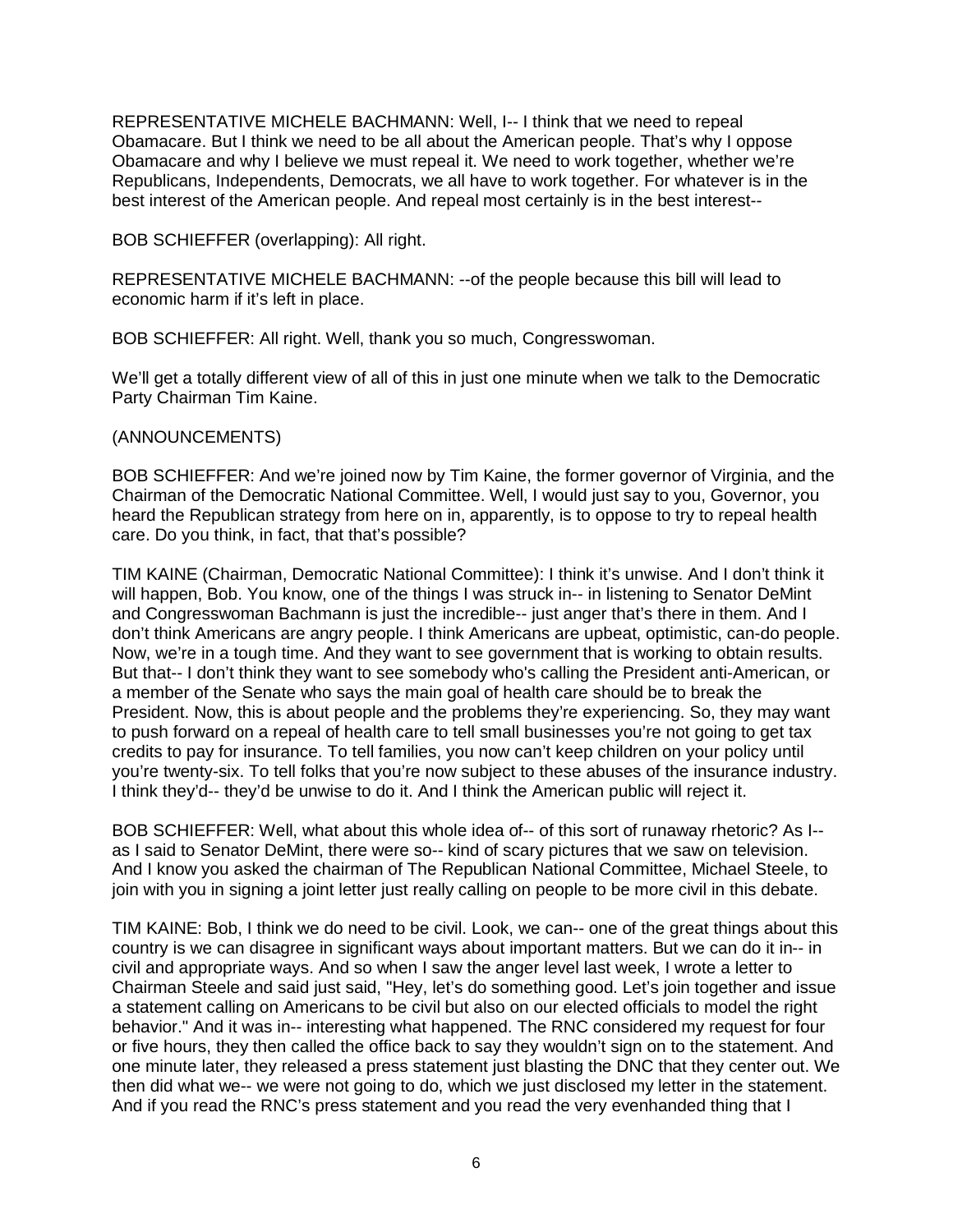REPRESENTATIVE MICHELE BACHMANN: Well, I-- I think that we need to repeal Obamacare. But I think we need to be all about the American people. That's why I oppose Obamacare and why I believe we must repeal it. We need to work together, whether we're Republicans, Independents, Democrats, we all have to work together. For whatever is in the best interest of the American people. And repeal most certainly is in the best interest--

BOB SCHIEFFER (overlapping): All right.

REPRESENTATIVE MICHELE BACHMANN: --of the people because this bill will lead to economic harm if it's left in place.

BOB SCHIEFFER: All right. Well, thank you so much, Congresswoman.

We'll get a totally different view of all of this in just one minute when we talk to the Democratic Party Chairman Tim Kaine.

(ANNOUNCEMENTS)

BOB SCHIEFFER: And we're joined now by Tim Kaine, the former governor of Virginia, and the Chairman of the Democratic National Committee. Well, I would just say to you, Governor, you heard the Republican strategy from here on in, apparently, is to oppose to try to repeal health care. Do you think, in fact, that that's possible?

TIM KAINE (Chairman, Democratic National Committee): I think it's unwise. And I don't think it will happen, Bob. You know, one of the things I was struck in-- in listening to Senator DeMint and Congresswoman Bachmann is just the incredible-- just anger that's there in them. And I don't think Americans are angry people. I think Americans are upbeat, optimistic, can-do people. Now, we're in a tough time. And they want to see government that is working to obtain results. But that-- I don't think they want to see somebody who's calling the President anti-American, or a member of the Senate who says the main goal of health care should be to break the President. Now, this is about people and the problems they're experiencing. So, they may want to push forward on a repeal of health care to tell small businesses you're not going to get tax credits to pay for insurance. To tell families, you now can't keep children on your policy until you're twenty-six. To tell folks that you're now subject to these abuses of the insurance industry. I think they'd-- they'd be unwise to do it. And I think the American public will reject it.

BOB SCHIEFFER: Well, what about this whole idea of-- of this sort of runaway rhetoric? As I-- as I said to Senator DeMint, there were so-- kind of scary pictures that we saw on television. And I know you asked the chairman of The Republican National Committee, Michael Steele, to join with you in signing a joint letter just really calling on people to be more civil in this debate.

TIM KAINE: Bob, I think we do need to be civil. Look, we can-- one of the great things about this country is we can disagree in significant ways about important matters. But we can do it in-- in civil and appropriate ways. And so when I saw the anger level last week, I wrote a letter to Chairman Steele and said just said, "Hey, let's do something good. Let's join together and issue a statement calling on Americans to be civil but also on our elected officials to model the right behavior." And it was in-- interesting what happened. The RNC considered my request for four or five hours, they then called the office back to say they wouldn't sign on to the statement. And one minute later, they released a press statement just blasting the DNC that they center out. We then did what we-- we were not going to do, which we just disclosed my letter in the statement. And if you read the RNC's press statement and you read the very evenhanded thing that I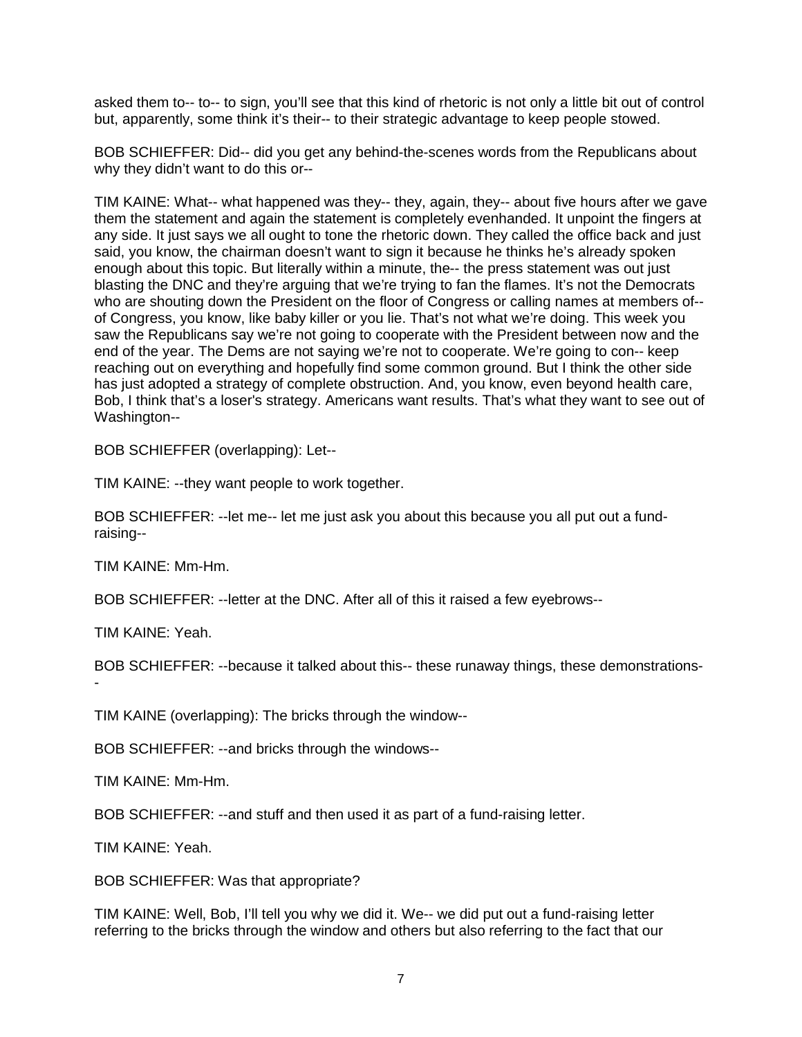asked them to-- to-- to sign, you'll see that this kind of rhetoric is not only a little bit out of control but, apparently, some think it's their-- to their strategic advantage to keep people stowed.

BOB SCHIEFFER: Did-- did you get any behind-the-scenes words from the Republicans about why they didn't want to do this or--

TIM KAINE: What-- what happened was they-- they, again, they-- about five hours after we gave them the statement and again the statement is completely evenhanded. It unpoint the fingers at any side. It just says we all ought to tone the rhetoric down. They called the office back and just said, you know, the chairman doesn't want to sign it because he thinks he's already spoken enough about this topic. But literally within a minute, the-- the press statement was out just blasting the DNC and they're arguing that we're trying to fan the flames. It's not the Democrats who are shouting down the President on the floor of Congress or calling names at members of-- of Congress, you know, like baby killer or you lie. That's not what we're doing. This week you saw the Republicans say we're not going to cooperate with the President between now and the end of the year. The Dems are not saying we're not to cooperate. We're going to con-- keep reaching out on everything and hopefully find some common ground. But I think the other side has just adopted a strategy of complete obstruction. And, you know, even beyond health care, Bob, I think that's a loser's strategy. Americans want results. That's what they want to see out of Washington--

BOB SCHIEFFER (overlapping): Let--

TIM KAINE: --they want people to work together.

BOB SCHIEFFER: --let me-- let me just ask you about this because you all put out a fund-raising--

TIM KAINE: Mm-Hm.

BOB SCHIEFFER: --letter at the DNC. After all of this it raised a few eyebrows--

TIM KAINE: Yeah.

BOB SCHIEFFER: --because it talked about this-- these runaway things, these demonstrations--

TIM KAINE (overlapping): The bricks through the window--

BOB SCHIEFFER: --and bricks through the windows--

TIM KAINE: Mm-Hm.

BOB SCHIEFFER: --and stuff and then used it as part of a fund-raising letter.

TIM KAINE: Yeah.

BOB SCHIEFFER: Was that appropriate?

TIM KAINE: Well, Bob, I'll tell you why we did it. We-- we did put out a fund-raising letter referring to the bricks through the window and others but also referring to the fact that our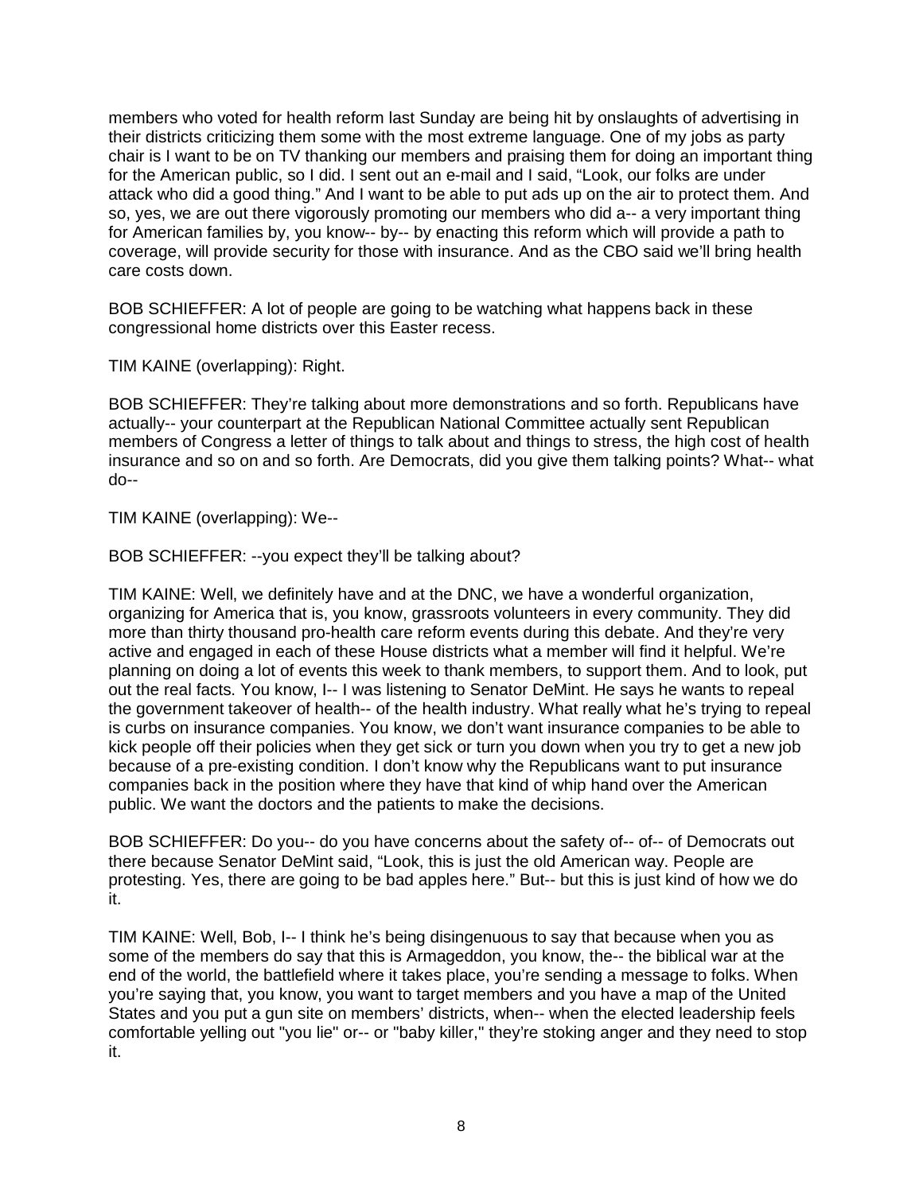members who voted for health reform last Sunday are being hit by onslaughts of advertising in their districts criticizing them some with the most extreme language. One of my jobs as party chair is I want to be on TV thanking our members and praising them for doing an important thing for the American public, so I did. I sent out an e-mail and I said, "Look, our folks are under attack who did a good thing." And I want to be able to put ads up on the air to protect them. And so, yes, we are out there vigorously promoting our members who did a-- a very important thing for American families by, you know-- by-- by enacting this reform which will provide a path to coverage, will provide security for those with insurance. And as the CBO said we'll bring health care costs down.

BOB SCHIEFFER: A lot of people are going to be watching what happens back in these congressional home districts over this Easter recess.

TIM KAINE (overlapping): Right.

BOB SCHIEFFER: They're talking about more demonstrations and so forth. Republicans have actually-- your counterpart at the Republican National Committee actually sent Republican members of Congress a letter of things to talk about and things to stress, the high cost of health insurance and so on and so forth. Are Democrats, did you give them talking points? What-- what do--

TIM KAINE (overlapping): We--

BOB SCHIEFFER: --you expect they'll be talking about?

TIM KAINE: Well, we definitely have and at the DNC, we have a wonderful organization, organizing for America that is, you know, grassroots volunteers in every community. They did more than thirty thousand pro-health care reform events during this debate. And they're very active and engaged in each of these House districts what a member will find it helpful. We're planning on doing a lot of events this week to thank members, to support them. And to look, put out the real facts. You know, I-- I was listening to Senator DeMint. He says he wants to repeal the government takeover of health-- of the health industry. What really what he's trying to repeal is curbs on insurance companies. You know, we don't want insurance companies to be able to kick people off their policies when they get sick or turn you down when you try to get a new job because of a pre-existing condition. I don't know why the Republicans want to put insurance companies back in the position where they have that kind of whip hand over the American public. We want the doctors and the patients to make the decisions.

BOB SCHIEFFER: Do you-- do you have concerns about the safety of-- of-- of Democrats out there because Senator DeMint said, "Look, this is just the old American way. People are protesting. Yes, there are going to be bad apples here." But-- but this is just kind of how we do it.

TIM KAINE: Well, Bob, I-- I think he's being disingenuous to say that because when you as some of the members do say that this is Armageddon, you know, the-- the biblical war at the end of the world, the battlefield where it takes place, you're sending a message to folks. When you're saying that, you know, you want to target members and you have a map of the United States and you put a gun site on members' districts, when-- when the elected leadership feels comfortable yelling out "you lie" or-- or "baby killer," they're stoking anger and they need to stop it.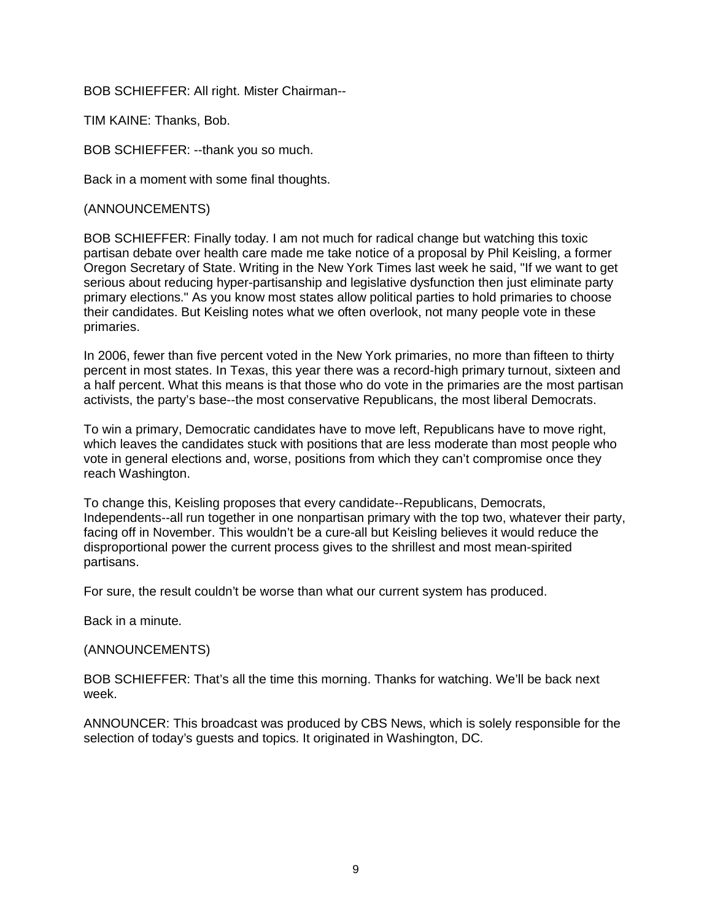BOB SCHIEFFER: All right. Mister Chairman--

TIM KAINE: Thanks, Bob.

BOB SCHIEFFER: --thank you so much.

Back in a moment with some final thoughts.

(ANNOUNCEMENTS)

BOB SCHIEFFER: Finally today. I am not much for radical change but watching this toxic partisan debate over health care made me take notice of a proposal by Phil Keisling, a former Oregon Secretary of State. Writing in the New York Times last week he said, "If we want to get serious about reducing hyper-partisanship and legislative dysfunction then just eliminate party primary elections." As you know most states allow political parties to hold primaries to choose their candidates. But Keisling notes what we often overlook, not many people vote in these primaries.

In 2006, fewer than five percent voted in the New York primaries, no more than fifteen to thirty percent in most states. In Texas, this year there was a record-high primary turnout, sixteen and a half percent. What this means is that those who do vote in the primaries are the most partisan activists, the party's base--the most conservative Republicans, the most liberal Democrats.

To win a primary, Democratic candidates have to move left, Republicans have to move right, which leaves the candidates stuck with positions that are less moderate than most people who vote in general elections and, worse, positions from which they can't compromise once they reach Washington.

To change this, Keisling proposes that every candidate--Republicans, Democrats, Independents--all run together in one nonpartisan primary with the top two, whatever their party, facing off in November. This wouldn't be a cure-all but Keisling believes it would reduce the disproportional power the current process gives to the shrillest and most mean-spirited partisans.

For sure, the result couldn't be worse than what our current system has produced.

Back in a minute.

(ANNOUNCEMENTS)

BOB SCHIEFFER: That's all the time this morning. Thanks for watching. We'll be back next week.

ANNOUNCER: This broadcast was produced by CBS News, which is solely responsible for the selection of today's guests and topics. It originated in Washington, DC.